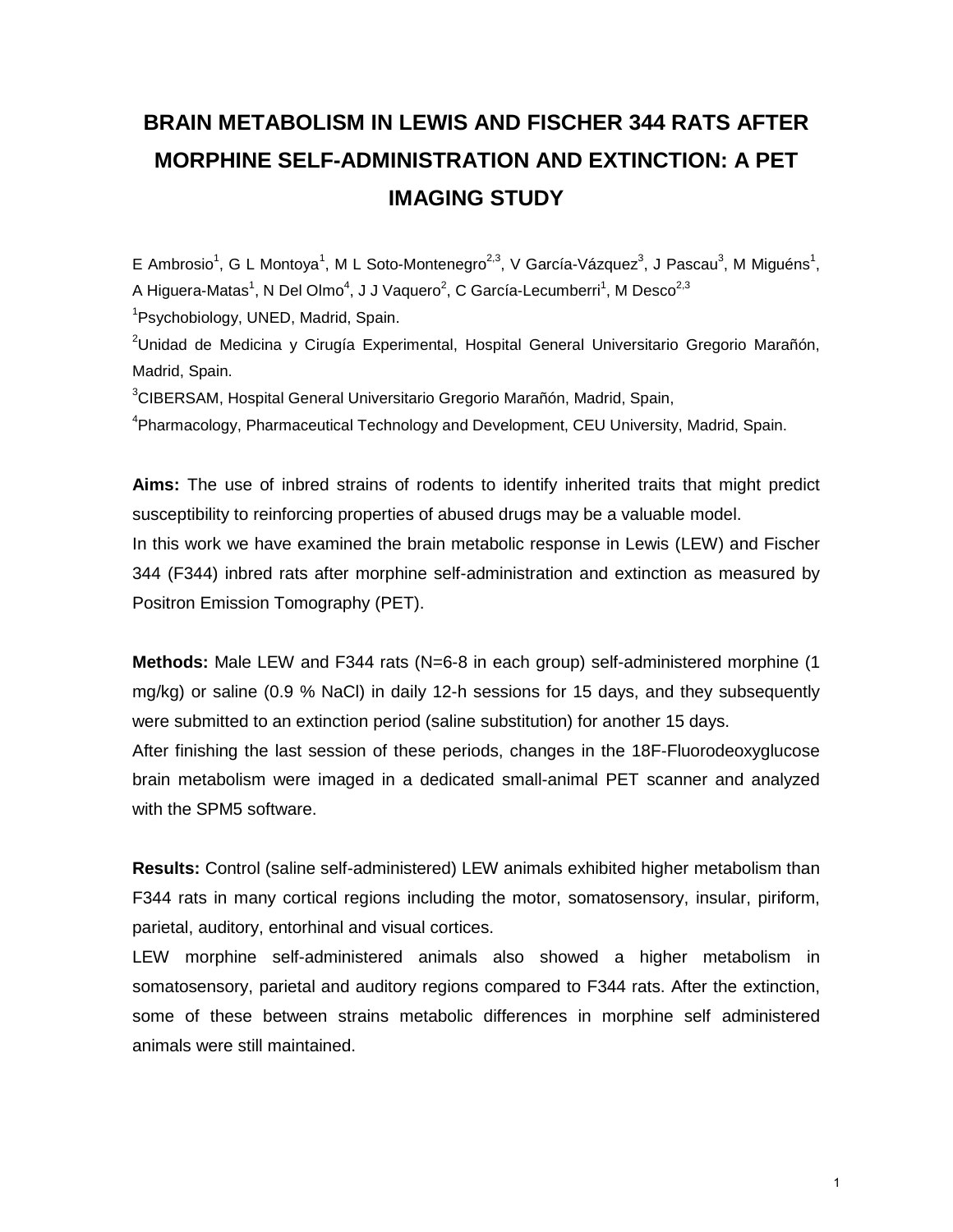# BRAIN METABOLISM IN LEWIS AND FISCHER 344 RATS AFTER MORPHINE SELF-ADMINISTRATION AND EXTINCTION: A PET IMAGING STUDY

E Ambrosio[1], G L Montoya[1], M L Soto-Montenegro[2,3], V García-Vázquez[3], J Pascau[3], M Miguéns[1], A Higuera-Matas[1], N Del Olmo[4], J J Vaquero[2], C García-Lecumberri[1], M Desco[2,3]

[1]Psychobiology, UNED, Madrid, Spain.

[2]Unidad de Medicina y Cirugía Experimental, Hospital General Universitario Gregorio Marañón, Madrid, Spain.

[3]CIBERSAM, Hospital General Universitario Gregorio Marañón, Madrid, Spain,

[4]Pharmacology, Pharmaceutical Technology and Development, CEU University, Madrid, Spain.

**Aims:** The use of inbred strains of rodents to identify inherited traits that might predict susceptibility to reinforcing properties of abused drugs may be a valuable model.

In this work we have examined the brain metabolic response in Lewis (LEW) and Fischer 344 (F344) inbred rats after morphine self-administration and extinction as measured by Positron Emission Tomography (PET).

**Methods:** Male LEW and F344 rats (N=6-8 in each group) self-administered morphine (1 mg/kg) or saline (0.9 % NaCl) in daily 12-h sessions for 15 days, and they subsequently were submitted to an extinction period (saline substitution) for another 15 days.

After finishing the last session of these periods, changes in the 18F-Fluorodeoxyglucose brain metabolism were imaged in a dedicated small-animal PET scanner and analyzed with the SPM5 software.

**Results:** Control (saline self-administered) LEW animals exhibited higher metabolism than F344 rats in many cortical regions including the motor, somatosensory, insular, piriform, parietal, auditory, entorhinal and visual cortices.

LEW morphine self-administered animals also showed a higher metabolism in somatosensory, parietal and auditory regions compared to F344 rats. After the extinction, some of these between strains metabolic differences in morphine self administered animals were still maintained.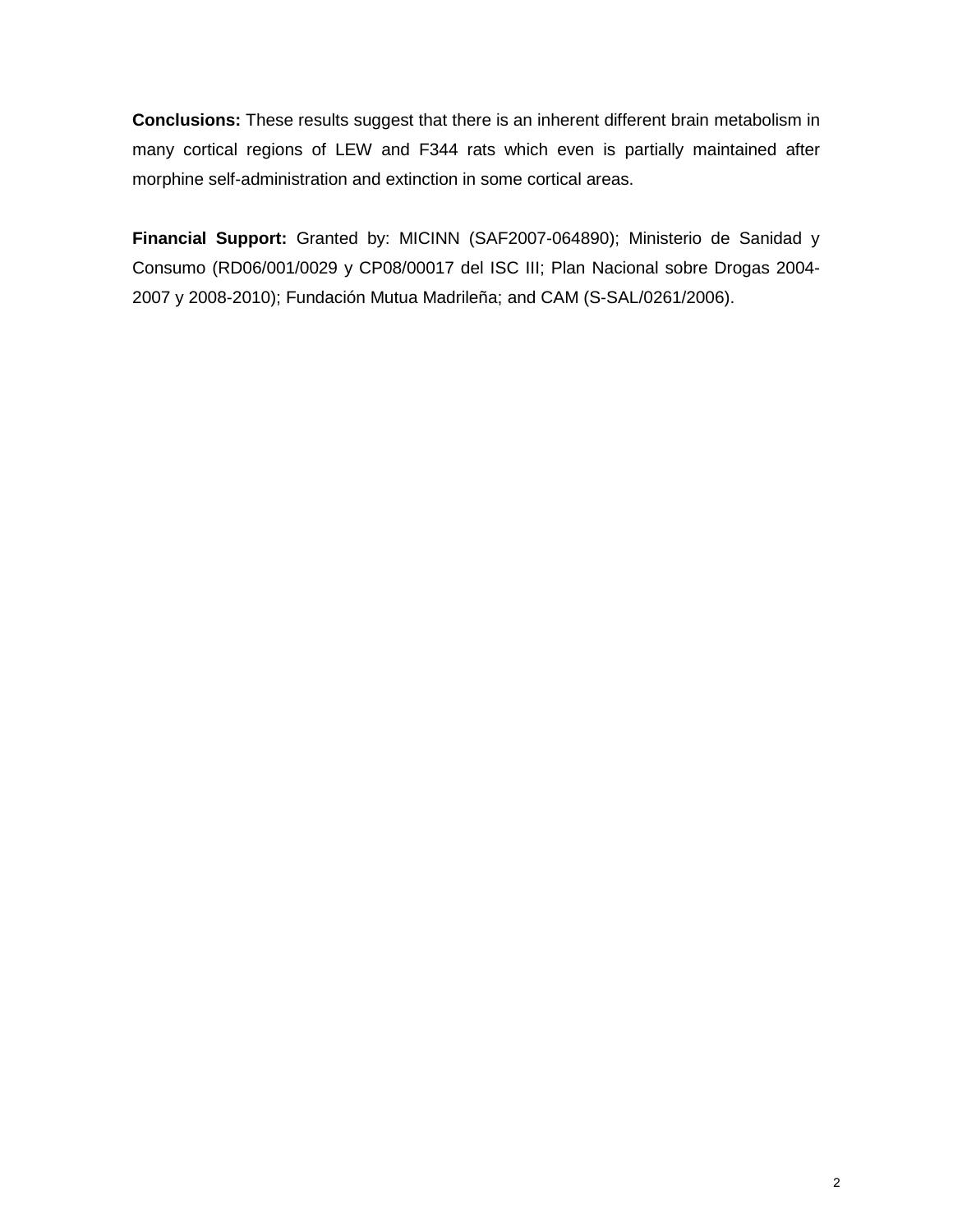**Conclusions:** These results suggest that there is an inherent different brain metabolism in many cortical regions of LEW and F344 rats which even is partially maintained after morphine self-administration and extinction in some cortical areas.

**Financial Support:** Granted by: MICINN (SAF2007-064890); Ministerio de Sanidad y Consumo (RD06/001/0029 y CP08/00017 del ISC III; Plan Nacional sobre Drogas 2004-2007 y 2008-2010); Fundación Mutua Madrileña; and CAM (S-SAL/0261/2006).